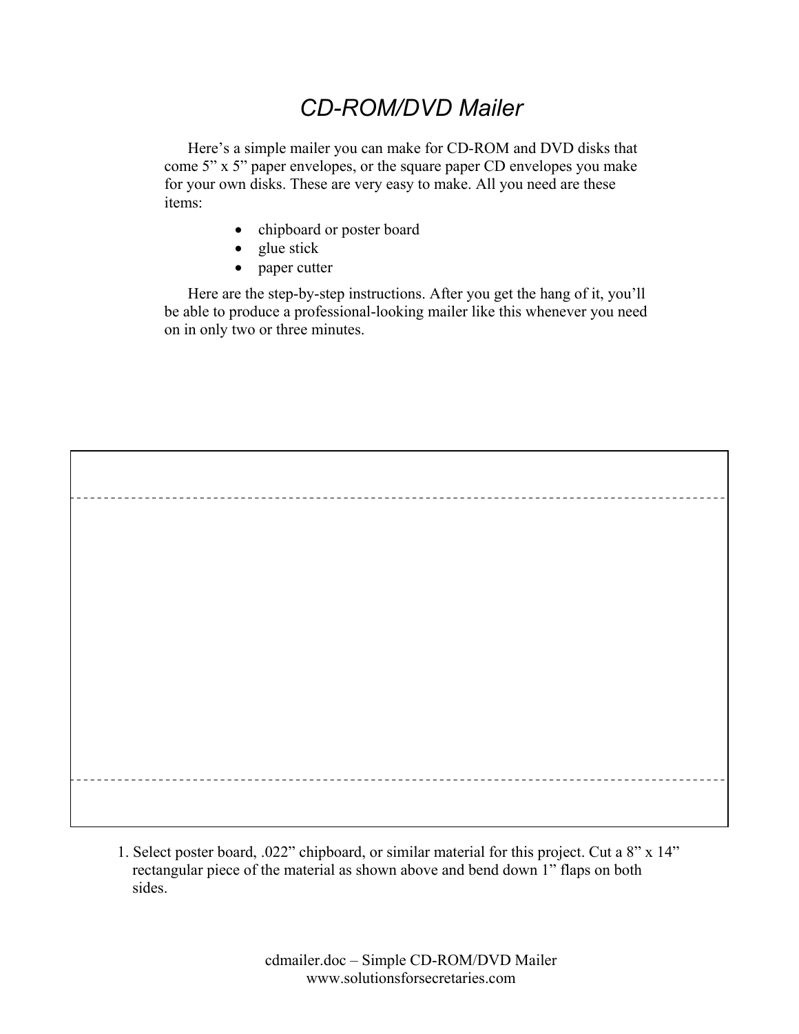# *CD-ROM/DVD Mailer*

Here's a simple mailer you can make for CD-ROM and DVD disks that come 5" x 5" paper envelopes, or the square paper CD envelopes you make for your own disks. These are very easy to make. All you need are these items:

- chipboard or poster board
- glue stick
- paper cutter

Here are the step-by-step instructions. After you get the hang of it, you'll be able to produce a professional-looking mailer like this whenever you need on in only two or three minutes.

1. Select poster board, .022" chipboard, or similar material for this project. Cut a 8" x 14" rectangular piece of the material as shown above and bend down 1" flaps on both sides.

cdmailer.doc – Simple CD-ROM/DVD Mailer
www.solutionsforsecretaries.com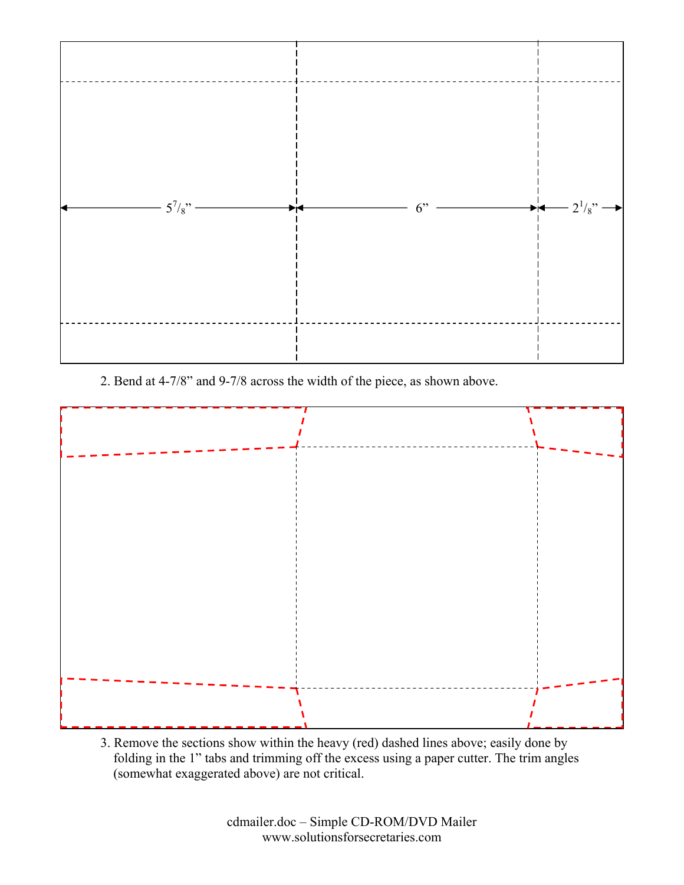$5^{7}/_{8}$” — 6” — $2^{1}/_{8}$”

2. Bend at 4-7/8” and 9-7/8 across the width of the piece, as shown above.

3. Remove the sections show within the heavy (red) dashed lines above; easily done by folding in the 1” tabs and trimming off the excess using a paper cutter. The trim angles (somewhat exaggerated above) are not critical.

cdmailer.doc – Simple CD-ROM/DVD Mailer
www.solutionsforsecretaries.com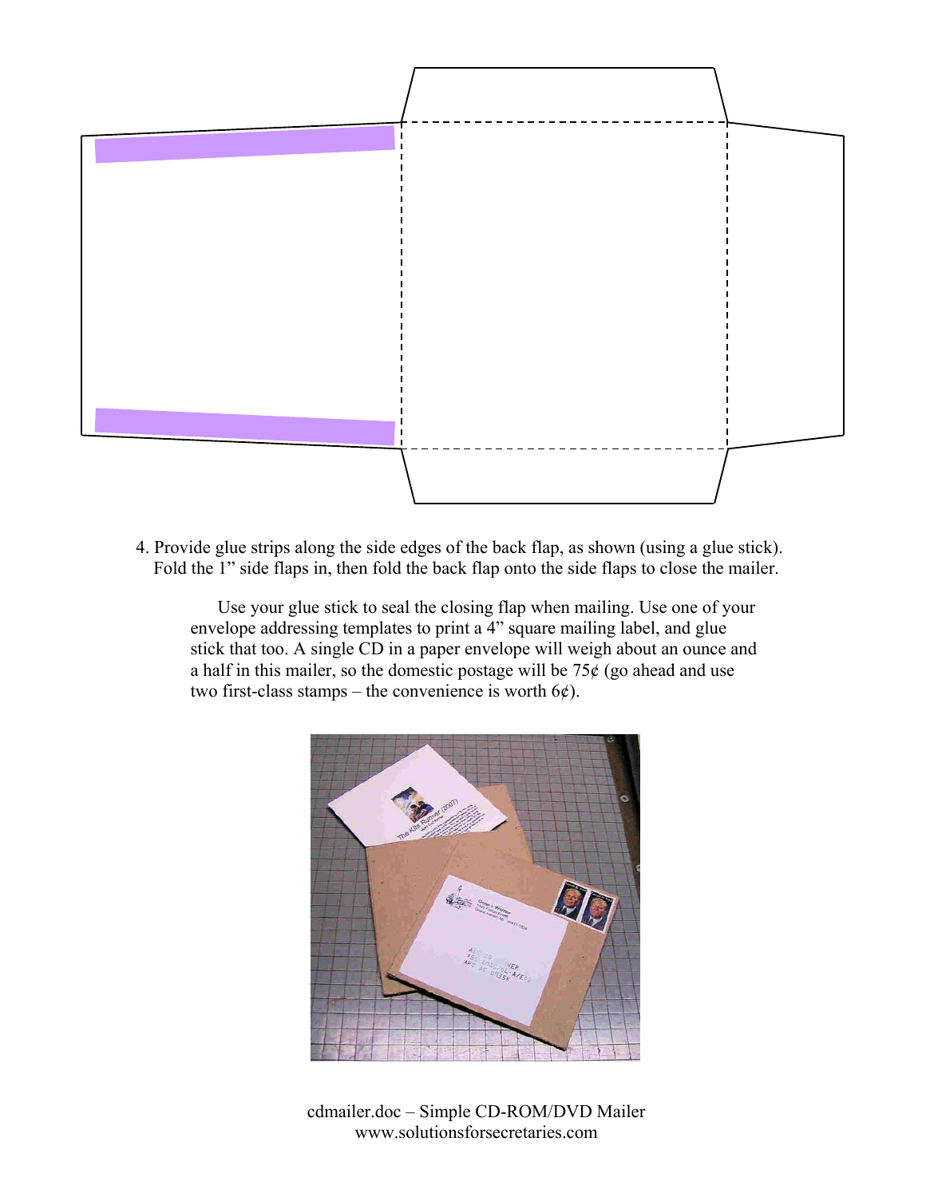4. Provide glue strips along the side edges of the back flap, as shown (using a glue stick). Fold the 1” side flaps in, then fold the back flap onto the side flaps to close the mailer.

Use your glue stick to seal the closing flap when mailing. Use one of your envelope addressing templates to print a 4” square mailing label, and glue stick that too. A single CD in a paper envelope will weigh about an ounce and a half in this mailer, so the domestic postage will be 75¢ (go ahead and use two first-class stamps – the convenience is worth 6¢).

cdmailer.doc – Simple CD-ROM/DVD Mailer
www.solutionsforsecretaries.com